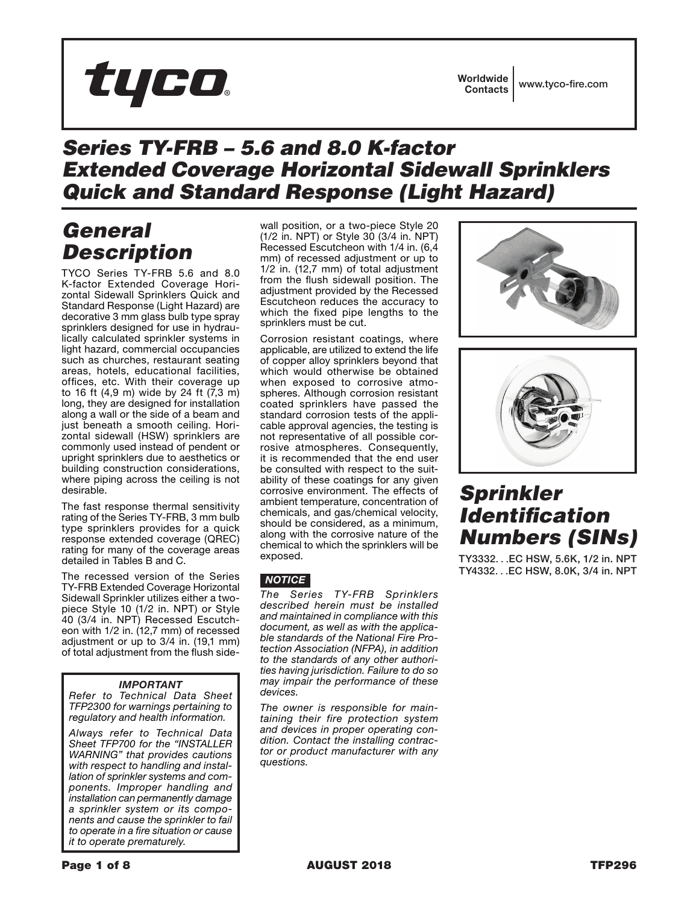tyco

Worldwide Contacts | www.tyco-fire.com

# Series TY-FRB – 5.6 and 8.0 K-factor Extended Coverage Horizontal Sidewall Sprinklers Quick and Standard Response (Light Hazard)

## General Description

TYCO Series TY-FRB 5.6 and 8.0 K-factor Extended Coverage Horizontal Sidewall Sprinklers Quick and Standard Response (Light Hazard) are decorative 3 mm glass bulb type spray sprinklers designed for use in hydraulically calculated sprinkler systems in light hazard, commercial occupancies such as churches, restaurant seating areas, hotels, educational facilities, offices, etc. With their coverage up to 16 ft (4,9 m) wide by 24 ft (7,3 m) long, they are designed for installation along a wall or the side of a beam and just beneath a smooth ceiling. Horizontal sidewall (HSW) sprinklers are commonly used instead of pendent or upright sprinklers due to aesthetics or building construction considerations, where piping across the ceiling is not desirable.

The fast response thermal sensitivity rating of the Series TY-FRB, 3 mm bulb type sprinklers provides for a quick response extended coverage (QREC) rating for many of the coverage areas detailed in Tables B and C.

The recessed version of the Series TY-FRB Extended Coverage Horizontal Sidewall Sprinkler utilizes either a two-piece Style 10 (1/2 in. NPT) or Style 40 (3/4 in. NPT) Recessed Escutcheon with 1/2 in. (12,7 mm) of recessed adjustment or up to 3/4 in. (19,1 mm) of total adjustment from the flush sidewall position, or a two-piece Style 20 (1/2 in. NPT) or Style 30 (3/4 in. NPT) Recessed Escutcheon with 1/4 in. (6,4 mm) of recessed adjustment or up to 1/2 in. (12,7 mm) of total adjustment from the flush sidewall position. The adjustment provided by the Recessed Escutcheon reduces the accuracy to which the fixed pipe lengths to the sprinklers must be cut.

Corrosion resistant coatings, where applicable, are utilized to extend the life of copper alloy sprinklers beyond that which would otherwise be obtained when exposed to corrosive atmospheres. Although corrosion resistant coated sprinklers have passed the standard corrosion tests of the applicable approval agencies, the testing is not representative of all possible corrosive atmospheres. Consequently, it is recommended that the end user be consulted with respect to the suitability of these coatings for any given corrosive environment. The effects of ambient temperature, concentration of chemicals, and gas/chemical velocity, should be considered, as a minimum, along with the corrosive nature of the chemical to which the sprinklers will be exposed.

***NOTICE***

*The Series TY-FRB Sprinklers described herein must be installed and maintained in compliance with this document, as well as with the applicable standards of the National Fire Protection Association (NFPA), in addition to the standards of any other authorities having jurisdiction. Failure to do so may impair the performance of these devices.*

*The owner is responsible for maintaining their fire protection system and devices in proper operating condition. Contact the installing contractor or product manufacturer with any questions.*

***IMPORTANT***

*Refer to Technical Data Sheet TFP2300 for warnings pertaining to regulatory and health information.*

*Always refer to Technical Data Sheet TFP700 for the "INSTALLER WARNING" that provides cautions with respect to handling and installation of sprinkler systems and components. Improper handling and installation can permanently damage a sprinkler system or its components and cause the sprinkler to fail to operate in a fire situation or cause it to operate prematurely.*

## Sprinkler Identification Numbers (SINs)

TY3332. . .EC HSW, 5.6K, 1/2 in. NPT
TY4332. . .EC HSW, 8.0K, 3/4 in. NPT

AUGUST 2018 TFP296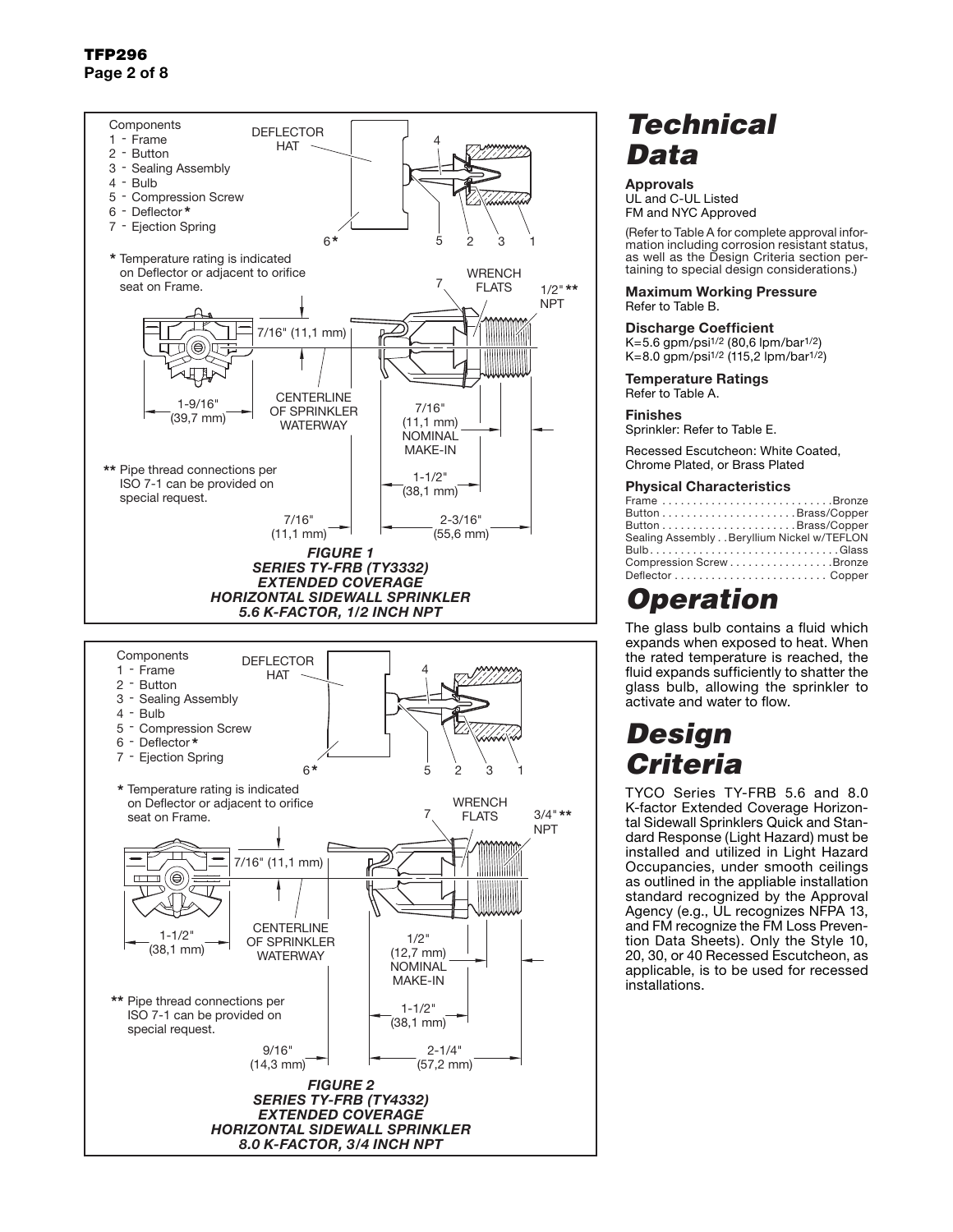Components
1 - Frame
2 - Button
3 - Sealing Assembly
4 - Bulb
5 - Compression Screw
6 - Deflector*
7 - Ejection Spring

\* Temperature rating is indicated on Deflector or adjacent to orifice seat on Frame.

\*\* Pipe thread connections per ISO 7-1 can be provided on special request.

DEFLECTOR HAT, WRENCH FLATS, 1/2" ** NPT, 7/16" (11,1 mm), CENTERLINE OF SPRINKLER WATERWAY, 1-9/16" (39,7 mm), 7/16" (11,1 mm) NOMINAL MAKE-IN, 1-1/2" (38,1 mm), 7/16" (11,1 mm), 2-3/16" (55,6 mm)

***FIGURE 1***
***SERIES TY-FRB (TY3332)***
***EXTENDED COVERAGE***
***HORIZONTAL SIDEWALL SPRINKLER***
***5.6 K-FACTOR, 1/2 INCH NPT***

Components
1 - Frame
2 - Button
3 - Sealing Assembly
4 - Bulb
5 - Compression Screw
6 - Deflector*
7 - Ejection Spring

\* Temperature rating is indicated on Deflector or adjacent to orifice seat on Frame.

\*\* Pipe thread connections per ISO 7-1 can be provided on special request.

DEFLECTOR HAT, WRENCH FLATS, 3/4" ** NPT, 7/16" (11,1 mm), CENTERLINE OF SPRINKLER WATERWAY, 1-1/2" (38,1 mm), 1/2" (12,7 mm) NOMINAL MAKE-IN, 1-1/2" (38,1 mm), 9/16" (14,3 mm), 2-1/4" (57,2 mm)

***FIGURE 2***
***SERIES TY-FRB (TY4332)***
***EXTENDED COVERAGE***
***HORIZONTAL SIDEWALL SPRINKLER***
***8.0 K-FACTOR, 3/4 INCH NPT***

# *Technical Data*

**Approvals**
UL and C-UL Listed
FM and NYC Approved

(Refer to Table A for complete approval information including corrosion resistant status, as well as the Design Criteria section pertaining to special design considerations.)

**Maximum Working Pressure**
Refer to Table B.

**Discharge Coefficient**
K=5.6 gpm/psi$^{1/2}$ (80,6 lpm/bar$^{1/2}$)
K=8.0 gpm/psi$^{1/2}$ (115,2 lpm/bar$^{1/2}$)

**Temperature Ratings**
Refer to Table A.

**Finishes**
Sprinkler: Refer to Table E.

Recessed Escutcheon: White Coated, Chrome Plated, or Brass Plated

**Physical Characteristics**
Frame . . . . . . . . . . . . . . . . . . . . . . . . . . . Bronze
Button . . . . . . . . . . . . . . . . . . . . . . Brass/Copper
Button . . . . . . . . . . . . . . . . . . . . . . Brass/Copper
Sealing Assembly . . Beryllium Nickel w/TEFLON
Bulb . . . . . . . . . . . . . . . . . . . . . . . . . . . . . . Glass
Compression Screw . . . . . . . . . . . . . . . . Bronze
Deflector . . . . . . . . . . . . . . . . . . . . . . . . . Copper

# *Operation*

The glass bulb contains a fluid which expands when exposed to heat. When the rated temperature is reached, the fluid expands sufficiently to shatter the glass bulb, allowing the sprinkler to activate and water to flow.

# *Design Criteria*

TYCO Series TY-FRB 5.6 and 8.0 K-factor Extended Coverage Horizontal Sidewall Sprinklers Quick and Standard Response (Light Hazard) must be installed and utilized in Light Hazard Occupancies, under smooth ceilings as outlined in the appliable installation standard recognized by the Approval Agency (e.g., UL recognizes NFPA 13, and FM recognize the FM Loss Prevention Data Sheets). Only the Style 10, 20, 30, or 40 Recessed Escutcheon, as applicable, is to be used for recessed installations.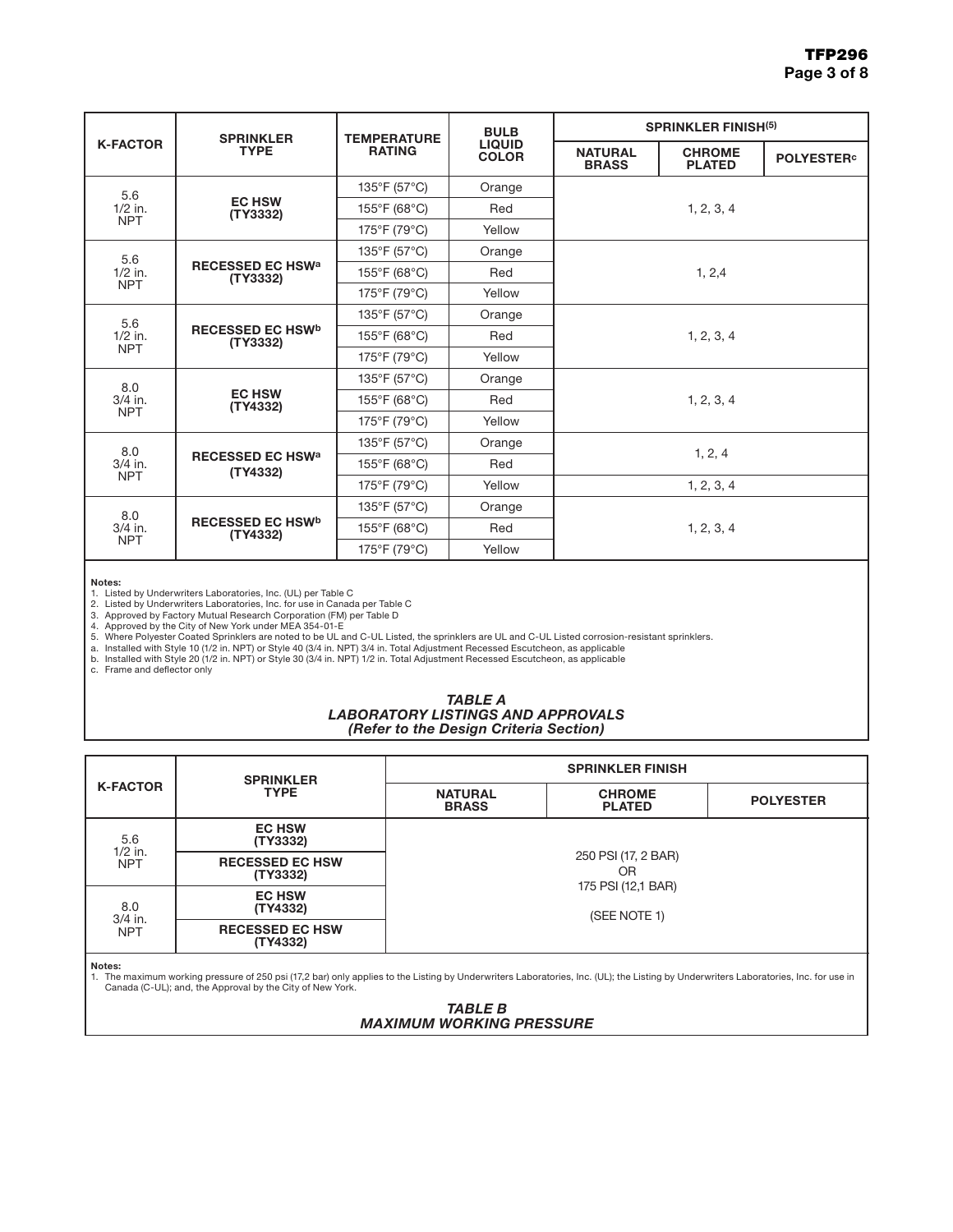| K-FACTOR | SPRINKLER TYPE | TEMPERATURE RATING | BULB LIQUID COLOR | SPRINKLER FINISH(5) | | |
|---|---|---|---|---|---|---|
| | | | | NATURAL BRASS | CHROME PLATED | POLYESTER[c] |
| 5.6 1/2 in. NPT | EC HSW (TY3332) | 135°F (57°C) | Orange | 1, 2, 3, 4 | | |
| | | 155°F (68°C) | Red | | | |
| | | 175°F (79°C) | Yellow | | | |
| 5.6 1/2 in. NPT | RECESSED EC HSW[a] (TY3332) | 135°F (57°C) | Orange | 1, 2,4 | | |
| | | 155°F (68°C) | Red | | | |
| | | 175°F (79°C) | Yellow | | | |
| 5.6 1/2 in. NPT | RECESSED EC HSW[b] (TY3332) | 135°F (57°C) | Orange | 1, 2, 3, 4 | | |
| | | 155°F (68°C) | Red | | | |
| | | 175°F (79°C) | Yellow | | | |
| 8.0 3/4 in. NPT | EC HSW (TY4332) | 135°F (57°C) | Orange | 1, 2, 3, 4 | | |
| | | 155°F (68°C) | Red | | | |
| | | 175°F (79°C) | Yellow | | | |
| 8.0 3/4 in. NPT | RECESSED EC HSW[a] (TY4332) | 135°F (57°C) | Orange | 1, 2, 4 | | |
| | | 155°F (68°C) | Red | | | |
| | | 175°F (79°C) | Yellow | 1, 2, 3, 4 | | |
| 8.0 3/4 in. NPT | RECESSED EC HSW[b] (TY4332) | 135°F (57°C) | Orange | 1, 2, 3, 4 | | |
| | | 155°F (68°C) | Red | | | |
| | | 175°F (79°C) | Yellow | | | |

**Notes:**
1. Listed by Underwriters Laboratories, Inc. (UL) per Table C
2. Listed by Underwriters Laboratories, Inc. for use in Canada per Table C
3. Approved by Factory Mutual Research Corporation (FM) per Table D
4. Approved by the City of New York under MEA 354-01-E
5. Where Polyester Coated Sprinklers are noted to be UL and C-UL Listed, the sprinklers are UL and C-UL Listed corrosion-resistant sprinklers.

a. Installed with Style 10 (1/2 in. NPT) or Style 40 (3/4 in. NPT) 3/4 in. Total Adjustment Recessed Escutcheon, as applicable
b. Installed with Style 20 (1/2 in. NPT) or Style 30 (3/4 in. NPT) 1/2 in. Total Adjustment Recessed Escutcheon, as applicable
c. Frame and deflector only

***TABLE A***
***LABORATORY LISTINGS AND APPROVALS***
***(Refer to the Design Criteria Section)***

| K-FACTOR | SPRINKLER TYPE | SPRINKLER FINISH | | |
|---|---|---|---|---|
| | | NATURAL BRASS | CHROME PLATED | POLYESTER |
| 5.6 1/2 in. NPT | EC HSW (TY3332) | 250 PSI (17, 2 BAR) OR 175 PSI (12,1 BAR) (SEE NOTE 1) | | |
| | RECESSED EC HSW (TY3332) | | | |
| 8.0 3/4 in. NPT | EC HSW (TY4332) | | | |
| | RECESSED EC HSW (TY4332) | | | |

**Notes:**
1. The maximum working pressure of 250 psi (17,2 bar) only applies to the Listing by Underwriters Laboratories, Inc. (UL); the Listing by Underwriters Laboratories, Inc. for use in Canada (C-UL); and, the Approval by the City of New York.

***TABLE B***
***MAXIMUM WORKING PRESSURE***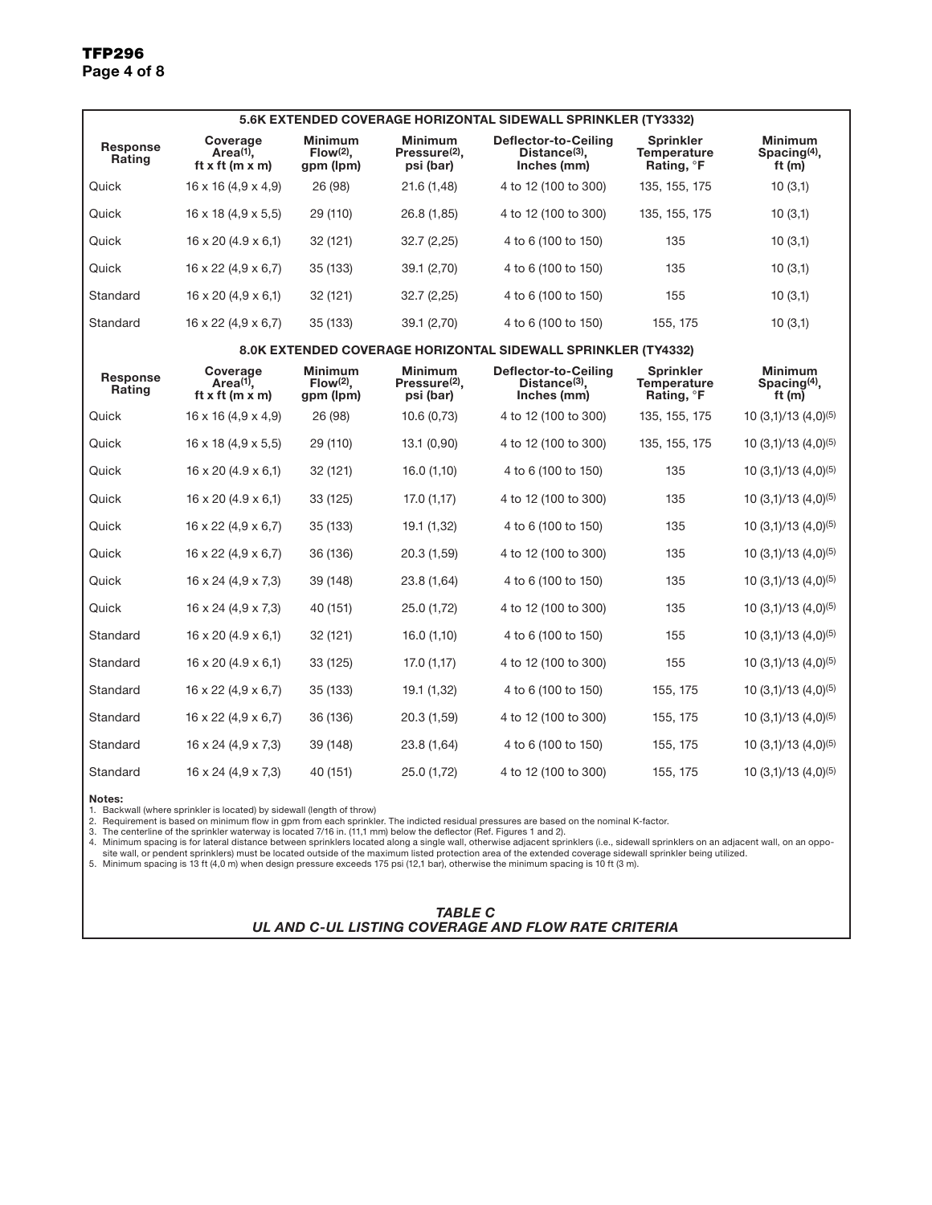| 5.6K EXTENDED COVERAGE HORIZONTAL SIDEWALL SPRINKLER (TY3332) | | | | | | |
|---|---|---|---|---|---|---|
| **Response Rating** | **Coverage Area(1), ft x ft (m x m)** | **Minimum Flow(2), gpm (lpm)** | **Minimum Pressure(2), psi (bar)** | **Deflector-to-Ceiling Distance(3), Inches (mm)** | **Sprinkler Temperature Rating, °F** | **Minimum Spacing(4), ft (m)** |
| Quick | 16 x 16 (4,9 x 4,9) | 26 (98) | 21.6 (1,48) | 4 to 12 (100 to 300) | 135, 155, 175 | 10 (3,1) |
| Quick | 16 x 18 (4,9 x 5,5) | 29 (110) | 26.8 (1,85) | 4 to 12 (100 to 300) | 135, 155, 175 | 10 (3,1) |
| Quick | 16 x 20 (4.9 x 6,1) | 32 (121) | 32.7 (2,25) | 4 to 6 (100 to 150) | 135 | 10 (3,1) |
| Quick | 16 x 22 (4,9 x 6,7) | 35 (133) | 39.1 (2,70) | 4 to 6 (100 to 150) | 135 | 10 (3,1) |
| Standard | 16 x 20 (4,9 x 6,1) | 32 (121) | 32.7 (2,25) | 4 to 6 (100 to 150) | 155 | 10 (3,1) |
| Standard | 16 x 22 (4,9 x 6,7) | 35 (133) | 39.1 (2,70) | 4 to 6 (100 to 150) | 155, 175 | 10 (3,1) |

| 8.0K EXTENDED COVERAGE HORIZONTAL SIDEWALL SPRINKLER (TY4332) | | | | | | |
|---|---|---|---|---|---|---|
| **Response Rating** | **Coverage Area(1), ft x ft (m x m)** | **Minimum Flow(2), gpm (lpm)** | **Minimum Pressure(2), psi (bar)** | **Deflector-to-Ceiling Distance(3), Inches (mm)** | **Sprinkler Temperature Rating, °F** | **Minimum Spacing(4), ft (m)** |
| Quick | 16 x 16 (4,9 x 4,9) | 26 (98) | 10.6 (0,73) | 4 to 12 (100 to 300) | 135, 155, 175 | 10 (3,1)/13 (4,0)(5) |
| Quick | 16 x 18 (4,9 x 5,5) | 29 (110) | 13.1 (0,90) | 4 to 12 (100 to 300) | 135, 155, 175 | 10 (3,1)/13 (4,0)(5) |
| Quick | 16 x 20 (4.9 x 6,1) | 32 (121) | 16.0 (1,10) | 4 to 6 (100 to 150) | 135 | 10 (3,1)/13 (4,0)(5) |
| Quick | 16 x 20 (4.9 x 6,1) | 33 (125) | 17.0 (1,17) | 4 to 12 (100 to 300) | 135 | 10 (3,1)/13 (4,0)(5) |
| Quick | 16 x 22 (4,9 x 6,7) | 35 (133) | 19.1 (1,32) | 4 to 6 (100 to 150) | 135 | 10 (3,1)/13 (4,0)(5) |
| Quick | 16 x 22 (4,9 x 6,7) | 36 (136) | 20.3 (1,59) | 4 to 12 (100 to 300) | 135 | 10 (3,1)/13 (4,0)(5) |
| Quick | 16 x 24 (4,9 x 7,3) | 39 (148) | 23.8 (1,64) | 4 to 6 (100 to 150) | 135 | 10 (3,1)/13 (4,0)(5) |
| Quick | 16 x 24 (4,9 x 7,3) | 40 (151) | 25.0 (1,72) | 4 to 12 (100 to 300) | 135 | 10 (3,1)/13 (4,0)(5) |
| Standard | 16 x 20 (4.9 x 6,1) | 32 (121) | 16.0 (1,10) | 4 to 6 (100 to 150) | 155 | 10 (3,1)/13 (4,0)(5) |
| Standard | 16 x 20 (4.9 x 6,1) | 33 (125) | 17.0 (1,17) | 4 to 12 (100 to 300) | 155 | 10 (3,1)/13 (4,0)(5) |
| Standard | 16 x 22 (4,9 x 6,7) | 35 (133) | 19.1 (1,32) | 4 to 6 (100 to 150) | 155, 175 | 10 (3,1)/13 (4,0)(5) |
| Standard | 16 x 22 (4,9 x 6,7) | 36 (136) | 20.3 (1,59) | 4 to 12 (100 to 300) | 155, 175 | 10 (3,1)/13 (4,0)(5) |
| Standard | 16 x 24 (4,9 x 7,3) | 39 (148) | 23.8 (1,64) | 4 to 6 (100 to 150) | 155, 175 | 10 (3,1)/13 (4,0)(5) |
| Standard | 16 x 24 (4,9 x 7,3) | 40 (151) | 25.0 (1,72) | 4 to 12 (100 to 300) | 155, 175 | 10 (3,1)/13 (4,0)(5) |

**Notes:**

1. Backwall (where sprinkler is located) by sidewall (length of throw)
2. Requirement is based on minimum flow in gpm from each sprinkler. The indicted residual pressures are based on the nominal K-factor.
3. The centerline of the sprinkler waterway is located 7/16 in. (11,1 mm) below the deflector (Ref. Figures 1 and 2).
4. Minimum spacing is for lateral distance between sprinklers located along a single wall, otherwise adjacent sprinklers (i.e., sidewall sprinklers on an adjacent wall, on an opposite wall, or pendent sprinklers) must be located outside of the maximum listed protection area of the extended coverage sidewall sprinkler being utilized.
5. Minimum spacing is 13 ft (4,0 m) when design pressure exceeds 175 psi (12,1 bar), otherwise the minimum spacing is 10 ft (3 m).

***TABLE C***
***UL AND C-UL LISTING COVERAGE AND FLOW RATE CRITERIA***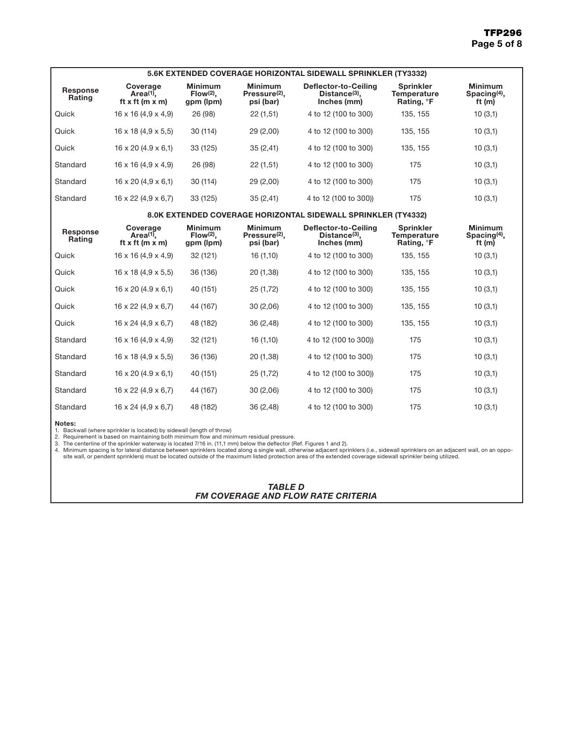| 5.6K EXTENDED COVERAGE HORIZONTAL SIDEWALL SPRINKLER (TY3332) | | | | | | |
|---|---|---|---|---|---|---|
| Response Rating | Coverage Area(1), ft x ft (m x m) | Minimum Flow(2), gpm (lpm) | Minimum Pressure(2), psi (bar) | Deflector-to-Ceiling Distance(3), Inches (mm) | Sprinkler Temperature Rating, °F | Minimum Spacing(4), ft (m) |
| Quick | 16 x 16 (4,9 x 4,9) | 26 (98) | 22 (1,51) | 4 to 12 (100 to 300) | 135, 155 | 10 (3,1) |
| Quick | 16 x 18 (4,9 x 5,5) | 30 (114) | 29 (2,00) | 4 to 12 (100 to 300) | 135, 155 | 10 (3,1) |
| Quick | 16 x 20 (4.9 x 6,1) | 33 (125) | 35 (2,41) | 4 to 12 (100 to 300) | 135, 155 | 10 (3,1) |
| Standard | 16 x 16 (4,9 x 4,9) | 26 (98) | 22 (1,51) | 4 to 12 (100 to 300) | 175 | 10 (3,1) |
| Standard | 16 x 20 (4,9 x 6,1) | 30 (114) | 29 (2,00) | 4 to 12 (100 to 300) | 175 | 10 (3,1) |
| Standard | 16 x 22 (4,9 x 6,7) | 33 (125) | 35 (2,41) | 4 to 12 (100 to 300)) | 175 | 10 (3,1) |

| 8.0K EXTENDED COVERAGE HORIZONTAL SIDEWALL SPRINKLER (TY4332) | | | | | | |
|---|---|---|---|---|---|---|
| Response Rating | Coverage Area(1), ft x ft (m x m) | Minimum Flow(2), gpm (lpm) | Minimum Pressure(2), psi (bar) | Deflector-to-Ceiling Distance(3), Inches (mm) | Sprinkler Temperature Rating, °F | Minimum Spacing(4), ft (m) |
| Quick | 16 x 16 (4,9 x 4,9) | 32 (121) | 16 (1,10) | 4 to 12 (100 to 300) | 135, 155 | 10 (3,1) |
| Quick | 16 x 18 (4,9 x 5,5) | 36 (136) | 20 (1,38) | 4 to 12 (100 to 300) | 135, 155 | 10 (3,1) |
| Quick | 16 x 20 (4.9 x 6,1) | 40 (151) | 25 (1,72) | 4 to 12 (100 to 300) | 135, 155 | 10 (3,1) |
| Quick | 16 x 22 (4,9 x 6,7) | 44 (167) | 30 (2,06) | 4 to 12 (100 to 300) | 135, 155 | 10 (3,1) |
| Quick | 16 x 24 (4,9 x 6,7) | 48 (182) | 36 (2,48) | 4 to 12 (100 to 300) | 135, 155 | 10 (3,1) |
| Standard | 16 x 16 (4,9 x 4,9) | 32 (121) | 16 (1,10) | 4 to 12 (100 to 300)) | 175 | 10 (3,1) |
| Standard | 16 x 18 (4,9 x 5,5) | 36 (136) | 20 (1,38) | 4 to 12 (100 to 300) | 175 | 10 (3,1) |
| Standard | 16 x 20 (4.9 x 6,1) | 40 (151) | 25 (1,72) | 4 to 12 (100 to 300)) | 175 | 10 (3,1) |
| Standard | 16 x 22 (4,9 x 6,7) | 44 (167) | 30 (2,06) | 4 to 12 (100 to 300) | 175 | 10 (3,1) |
| Standard | 16 x 24 (4,9 x 6,7) | 48 (182) | 36 (2,48) | 4 to 12 (100 to 300) | 175 | 10 (3,1) |

**Notes:**

1. Backwall (where sprinkler is located) by sidewall (length of throw)
2. Requirement is based on maintaining both minimum flow and minimum residual pressure.
3. The centerline of the sprinkler waterway is located 7/16 in. (11,1 mm) below the deflector (Ref. Figures 1 and 2).
4. Minimum spacing is for lateral distance between sprinklers located along a single wall, otherwise adjacent sprinklers (i.e., sidewall sprinklers on an adjacent wall, on an opposite wall, or pendent sprinklers) must be located outside of the maximum listed protection area of the extended coverage sidewall sprinkler being utilized.

***TABLE D***
***FM COVERAGE AND FLOW RATE CRITERIA***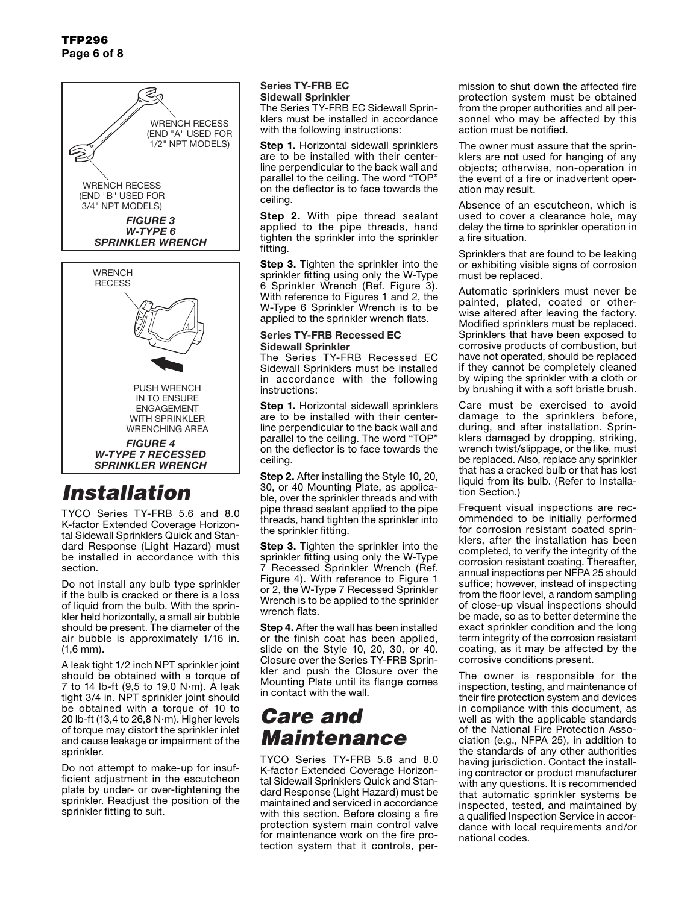WRENCH RECESS (END "A" USED FOR 1/2" NPT MODELS)

WRENCH RECESS (END "B" USED FOR 3/4" NPT MODELS)

*FIGURE 3*
*W-TYPE 6*
*SPRINKLER WRENCH*

WRENCH RECESS

PUSH WRENCH IN TO ENSURE ENGAGEMENT WITH SPRINKLER WRENCHING AREA

*FIGURE 4*
*W-TYPE 7 RECESSED*
*SPRINKLER WRENCH*

# Installation

TYCO Series TY-FRB 5.6 and 8.0 K-factor Extended Coverage Horizontal Sidewall Sprinklers Quick and Standard Response (Light Hazard) must be installed in accordance with this section.

Do not install any bulb type sprinkler if the bulb is cracked or there is a loss of liquid from the bulb. With the sprinkler held horizontally, a small air bubble should be present. The diameter of the air bubble is approximately 1/16 in. (1,6 mm).

A leak tight 1/2 inch NPT sprinkler joint should be obtained with a torque of 7 to 14 lb-ft (9,5 to 19,0 N·m). A leak tight 3/4 in. NPT sprinkler joint should be obtained with a torque of 10 to 20 lb-ft (13,4 to 26,8 N·m). Higher levels of torque may distort the sprinkler inlet and cause leakage or impairment of the sprinkler.

Do not attempt to make-up for insufficient adjustment in the escutcheon plate by under- or over-tightening the sprinkler. Readjust the position of the sprinkler fitting to suit.

### Series TY-FRB EC Sidewall Sprinkler

The Series TY-FRB EC Sidewall Sprinklers must be installed in accordance with the following instructions:

**Step 1.** Horizontal sidewall sprinklers are to be installed with their centerline perpendicular to the back wall and parallel to the ceiling. The word "TOP" on the deflector is to face towards the ceiling.

**Step 2.** With pipe thread sealant applied to the pipe threads, hand tighten the sprinkler into the sprinkler fitting.

**Step 3.** Tighten the sprinkler into the sprinkler fitting using only the W-Type 6 Sprinkler Wrench (Ref. Figure 3). With reference to Figures 1 and 2, the W-Type 6 Sprinkler Wrench is to be applied to the sprinkler wrench flats.

### Series TY-FRB Recessed EC Sidewall Sprinkler

The Series TY-FRB Recessed EC Sidewall Sprinklers must be installed in accordance with the following instructions:

**Step 1.** Horizontal sidewall sprinklers are to be installed with their centerline perpendicular to the back wall and parallel to the ceiling. The word "TOP" on the deflector is to face towards the ceiling.

**Step 2.** After installing the Style 10, 20, 30, or 40 Mounting Plate, as applicable, over the sprinkler threads and with pipe thread sealant applied to the pipe threads, hand tighten the sprinkler into the sprinkler fitting.

**Step 3.** Tighten the sprinkler into the sprinkler fitting using only the W-Type 7 Recessed Sprinkler Wrench (Ref. Figure 4). With reference to Figure 1 or 2, the W-Type 7 Recessed Sprinkler Wrench is to be applied to the sprinkler wrench flats.

**Step 4.** After the wall has been installed or the finish coat has been applied, slide on the Style 10, 20, 30, or 40. Closure over the Series TY-FRB Sprinkler and push the Closure over the Mounting Plate until its flange comes in contact with the wall.

# Care and Maintenance

TYCO Series TY-FRB 5.6 and 8.0 K-factor Extended Coverage Horizontal Sidewall Sprinklers Quick and Standard Response (Light Hazard) must be maintained and serviced in accordance with this section. Before closing a fire protection system main control valve for maintenance work on the fire protection system that it controls, permission to shut down the affected fire protection system must be obtained from the proper authorities and all personnel who may be affected by this action must be notified.

The owner must assure that the sprinklers are not used for hanging of any objects; otherwise, non-operation in the event of a fire or inadvertent operation may result.

Absence of an escutcheon, which is used to cover a clearance hole, may delay the time to sprinkler operation in a fire situation.

Sprinklers that are found to be leaking or exhibiting visible signs of corrosion must be replaced.

Automatic sprinklers must never be painted, plated, coated or otherwise altered after leaving the factory. Modified sprinklers must be replaced. Sprinklers that have been exposed to corrosive products of combustion, but have not operated, should be replaced if they cannot be completely cleaned by wiping the sprinkler with a cloth or by brushing it with a soft bristle brush.

Care must be exercised to avoid damage to the sprinklers before, during, and after installation. Sprinklers damaged by dropping, striking, wrench twist/slippage, or the like, must be replaced. Also, replace any sprinkler that has a cracked bulb or that has lost liquid from its bulb. (Refer to Installation Section.)

Frequent visual inspections are recommended to be initially performed for corrosion resistant coated sprinklers, after the installation has been completed, to verify the integrity of the corrosion resistant coating. Thereafter, annual inspections per NFPA 25 should suffice; however, instead of inspecting from the floor level, a random sampling of close-up visual inspections should be made, so as to better determine the exact sprinkler condition and the long term integrity of the corrosion resistant coating, as it may be affected by the corrosive conditions present.

The owner is responsible for the inspection, testing, and maintenance of their fire protection system and devices in compliance with this document, as well as with the applicable standards of the National Fire Protection Association (e.g., NFPA 25), in addition to the standards of any other authorities having jurisdiction. Contact the installing contractor or product manufacturer with any questions. It is recommended that automatic sprinkler systems be inspected, tested, and maintained by a qualified Inspection Service in accordance with local requirements and/or national codes.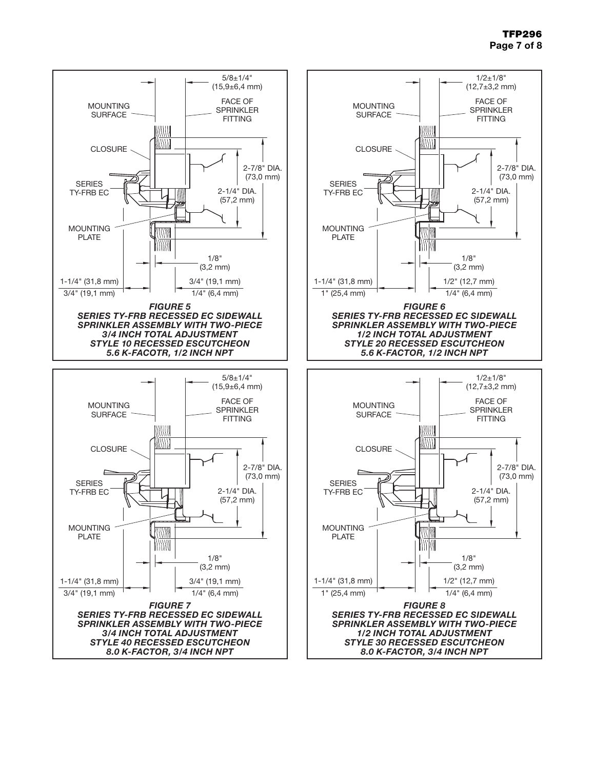MOUNTING SURFACE

FACE OF SPRINKLER FITTING

5/8±1/4" (15,9±6,4 mm)

CLOSURE

SERIES TY-FRB EC

MOUNTING PLATE

2-7/8" DIA. (73,0 mm)

2-1/4" DIA. (57,2 mm)

1/8" (3,2 mm)

1-1/4" (31,8 mm)

3/4" (19,1 mm)

3/4" (19,1 mm)

1/4" (6,4 mm)

***FIGURE 5***
***SERIES TY-FRB RECESSED EC SIDEWALL SPRINKLER ASSEMBLY WITH TWO-PIECE 3/4 INCH TOTAL ADJUSTMENT STYLE 10 RECESSED ESCUTCHEON 5.6 K-FACOTR, 1/2 INCH NPT***

MOUNTING SURFACE

FACE OF SPRINKLER FITTING

1/2±1/8" (12,7±3,2 mm)

CLOSURE

SERIES TY-FRB EC

MOUNTING PLATE

2-7/8" DIA. (73,0 mm)

2-1/4" DIA. (57,2 mm)

1/8" (3,2 mm)

1-1/4" (31,8 mm)

1" (25,4 mm)

1/2" (12,7 mm)

1/4" (6,4 mm)

***FIGURE 6***
***SERIES TY-FRB RECESSED EC SIDEWALL SPRINKLER ASSEMBLY WITH TWO-PIECE 1/2 INCH TOTAL ADJUSTMENT STYLE 20 RECESSED ESCUTCHEON 5.6 K-FACTOR, 1/2 INCH NPT***

MOUNTING SURFACE

FACE OF SPRINKLER FITTING

5/8±1/4" (15,9±6,4 mm)

CLOSURE

SERIES TY-FRB EC

MOUNTING PLATE

2-7/8" DIA. (73,0 mm)

2-1/4" DIA. (57,2 mm)

1/8" (3,2 mm)

1-1/4" (31,8 mm)

3/4" (19,1 mm)

3/4" (19,1 mm)

1/4" (6,4 mm)

***FIGURE 7***
***SERIES TY-FRB RECESSED EC SIDEWALL SPRINKLER ASSEMBLY WITH TWO-PIECE 3/4 INCH TOTAL ADJUSTMENT STYLE 40 RECESSED ESCUTCHEON 8.0 K-FACTOR, 3/4 INCH NPT***

MOUNTING SURFACE

FACE OF SPRINKLER FITTING

1/2±1/8" (12,7±3,2 mm)

CLOSURE

SERIES TY-FRB EC

MOUNTING PLATE

2-7/8" DIA. (73,0 mm)

2-1/4" DIA. (57,2 mm)

1/8" (3,2 mm)

1-1/4" (31,8 mm)

1" (25,4 mm)

1/2" (12,7 mm)

1/4" (6,4 mm)

***FIGURE 8***
***SERIES TY-FRB RECESSED EC SIDEWALL SPRINKLER ASSEMBLY WITH TWO-PIECE 1/2 INCH TOTAL ADJUSTMENT STYLE 30 RECESSED ESCUTCHEON 8.0 K-FACTOR, 3/4 INCH NPT***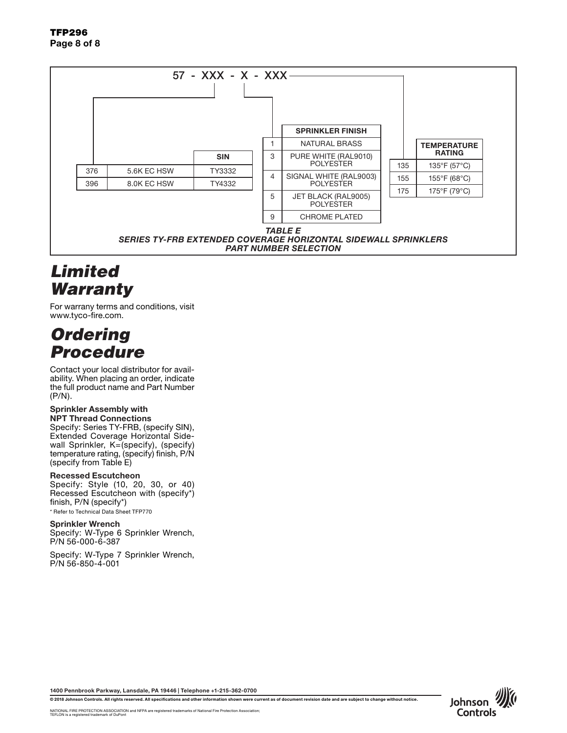57 - XXX - X - XXX

| | | SIN |
|---|---|---|
| 376 | 5.6K EC HSW | TY3332 |
| 396 | 8.0K EC HSW | TY4332 |

| | SPRINKLER FINISH |
|---|---|
| 1 | NATURAL BRASS |
| 3 | PURE WHITE (RAL9010) POLYESTER |
| 4 | SIGNAL WHITE (RAL9003) POLYESTER |
| 5 | JET BLACK (RAL9005) POLYESTER |
| 9 | CHROME PLATED |

| | TEMPERATURE RATING |
|---|---|
| 135 | 135°F (57°C) |
| 155 | 155°F (68°C) |
| 175 | 175°F (79°C) |

***TABLE E***
***SERIES TY-FRB EXTENDED COVERAGE HORIZONTAL SIDEWALL SPRINKLERS PART NUMBER SELECTION***

# *Limited Warranty*

For warranty terms and conditions, visit www.tyco-fire.com.

# *Ordering Procedure*

Contact your local distributor for availability. When placing an order, indicate the full product name and Part Number (P/N).

**Sprinkler Assembly with NPT Thread Connections**
Specify: Series TY-FRB, (specify SIN), Extended Coverage Horizontal Sidewall Sprinkler, K=(specify), (specify) temperature rating, (specify) finish, P/N (specify from Table E)

**Recessed Escutcheon**
Specify: Style (10, 20, 30, or 40) Recessed Escutcheon with (specify*) finish, P/N (specify*)

* Refer to Technical Data Sheet TFP770

**Sprinkler Wrench**
Specify: W-Type 6 Sprinkler Wrench, P/N 56-000-6-387

Specify: W-Type 7 Sprinkler Wrench, P/N 56-850-4-001

1400 Pennbrook Parkway, Lansdale, PA 19446 | Telephone +1-215-362-0700

© 2018 Johnson Controls. All rights reserved. All specifications and other information shown were current as of document revision date and are subject to change without notice.

NATIONAL FIRE PROTECTION ASSOCIATION and NFPA are registered trademarks of National Fire Protection Association; TEFLON is a registered trademark of DuPont